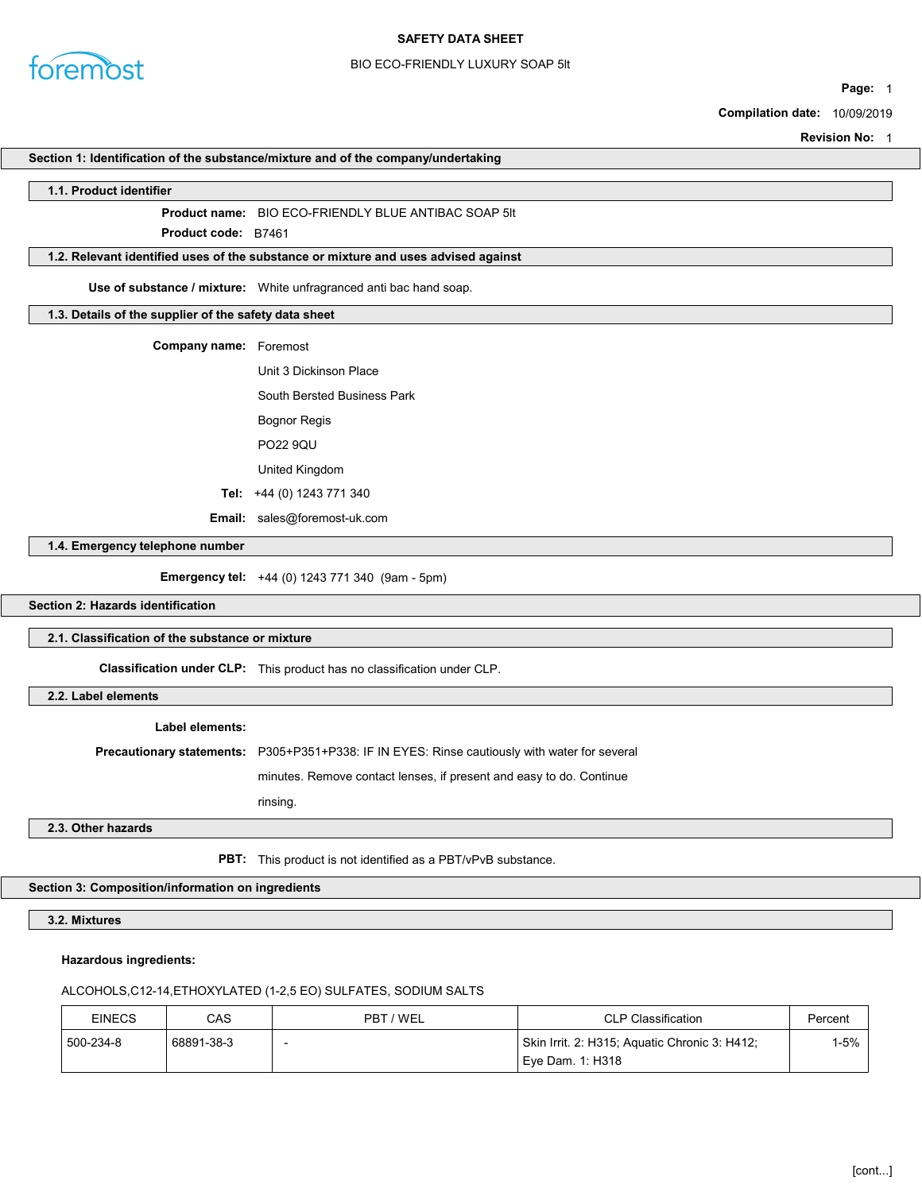# SAFETY DATA SHEET

BIO ECO-FRIENDLY LUXURY SOAP 5lt

**Page:** 1

**Compilation date:** 10/09/2019

**Revision No:** 1

## Section 1: Identification of the substance/mixture and of the company/undertaking

### 1.1. Product identifier

**Product name:** BIO ECO-FRIENDLY BLUE ANTIBAC SOAP 5lt

**Product code:** B7461

### 1.2. Relevant identified uses of the substance or mixture and uses advised against

**Use of substance / mixture:** White unfragranced anti bac hand soap.

### 1.3. Details of the supplier of the safety data sheet

**Company name:** Foremost

Unit 3 Dickinson Place

South Bersted Business Park

Bognor Regis

PO22 9QU

United Kingdom

**Tel:** +44 (0) 1243 771 340

**Email:** sales@foremost-uk.com

### 1.4. Emergency telephone number

**Emergency tel:** +44 (0) 1243 771 340 (9am - 5pm)

## Section 2: Hazards identification

### 2.1. Classification of the substance or mixture

**Classification under CLP:** This product has no classification under CLP.

### 2.2. Label elements

**Label elements:**

**Precautionary statements:** P305+P351+P338: IF IN EYES: Rinse cautiously with water for several minutes. Remove contact lenses, if present and easy to do. Continue rinsing.

### 2.3. Other hazards

**PBT:** This product is not identified as a PBT/vPvB substance.

## Section 3: Composition/information on ingredients

### 3.2. Mixtures

**Hazardous ingredients:**

ALCOHOLS,C12-14,ETHOXYLATED (1-2,5 EO) SULFATES, SODIUM SALTS

| EINECS | CAS | PBT / WEL | CLP Classification | Percent |
|---|---|---|---|---|
| 500-234-8 | 68891-38-3 | - | Skin Irrit. 2: H315; Aquatic Chronic 3: H412; Eye Dam. 1: H318 | 1-5% |

[cont...]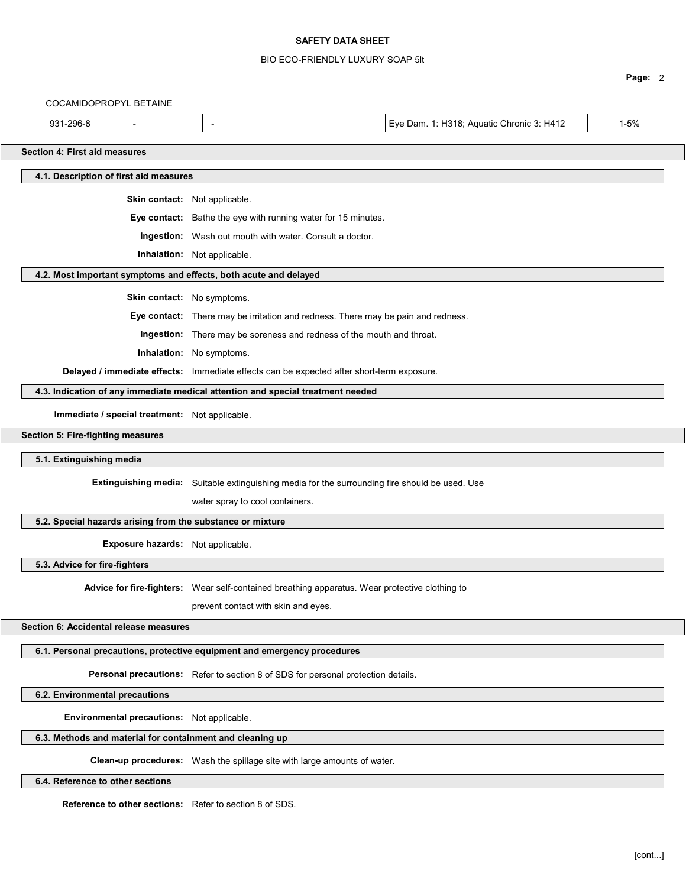COCAMIDOPROPYL BETAINE

| 931-296-8 | - | - | Eye Dam. 1: H318; Aquatic Chronic 3: H412 | 1-5% |
|---|---|---|---|---|

## Section 4: First aid measures

### 4.1. Description of first aid measures

**Skin contact:** Not applicable.

**Eye contact:** Bathe the eye with running water for 15 minutes.

**Ingestion:** Wash out mouth with water. Consult a doctor.

**Inhalation:** Not applicable.

### 4.2. Most important symptoms and effects, both acute and delayed

**Skin contact:** No symptoms.

**Eye contact:** There may be irritation and redness. There may be pain and redness.

**Ingestion:** There may be soreness and redness of the mouth and throat.

**Inhalation:** No symptoms.

**Delayed / immediate effects:** Immediate effects can be expected after short-term exposure.

### 4.3. Indication of any immediate medical attention and special treatment needed

**Immediate / special treatment:** Not applicable.

## Section 5: Fire-fighting measures

### 5.1. Extinguishing media

**Extinguishing media:** Suitable extinguishing media for the surrounding fire should be used. Use water spray to cool containers.

### 5.2. Special hazards arising from the substance or mixture

**Exposure hazards:** Not applicable.

### 5.3. Advice for fire-fighters

**Advice for fire-fighters:** Wear self-contained breathing apparatus. Wear protective clothing to prevent contact with skin and eyes.

## Section 6: Accidental release measures

### 6.1. Personal precautions, protective equipment and emergency procedures

**Personal precautions:** Refer to section 8 of SDS for personal protection details.

### 6.2. Environmental precautions

**Environmental precautions:** Not applicable.

### 6.3. Methods and material for containment and cleaning up

**Clean-up procedures:** Wash the spillage site with large amounts of water.

### 6.4. Reference to other sections

**Reference to other sections:** Refer to section 8 of SDS.

[cont...]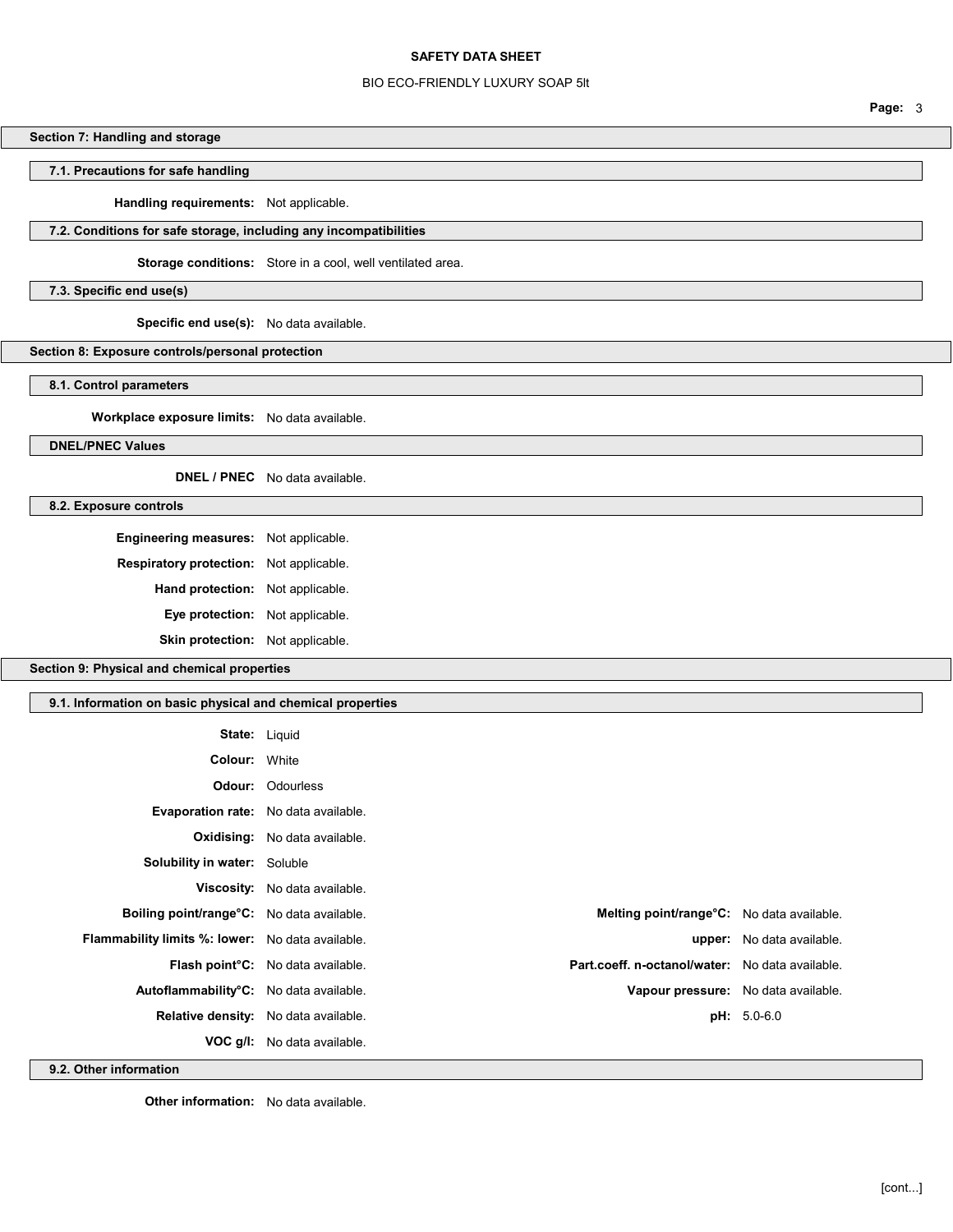## Section 7: Handling and storage

### 7.1. Precautions for safe handling

**Handling requirements:** Not applicable.

### 7.2. Conditions for safe storage, including any incompatibilities

**Storage conditions:** Store in a cool, well ventilated area.

### 7.3. Specific end use(s)

**Specific end use(s):** No data available.

## Section 8: Exposure controls/personal protection

### 8.1. Control parameters

**Workplace exposure limits:** No data available.

### DNEL/PNEC Values

**DNEL / PNEC** No data available.

### 8.2. Exposure controls

**Engineering measures:** Not applicable.

**Respiratory protection:** Not applicable.

**Hand protection:** Not applicable.

**Eye protection:** Not applicable.

**Skin protection:** Not applicable.

## Section 9: Physical and chemical properties

### 9.1. Information on basic physical and chemical properties

**State:** Liquid

**Colour:** White

**Odour:** Odourless

**Evaporation rate:** No data available.

**Oxidising:** No data available.

**Solubility in water:** Soluble

**Viscosity:** No data available.

| | | | |
|---|---|---|---|
| **Boiling point/range°C:** | No data available. | **Melting point/range°C:** | No data available. |
| **Flammability limits %: lower:** | No data available. | **upper:** | No data available. |
| **Flash point°C:** | No data available. | **Part.coeff. n-octanol/water:** | No data available. |
| **Autoflammability°C:** | No data available. | **Vapour pressure:** | No data available. |
| **Relative density:** | No data available. | **pH:** | 5.0-6.0 |

**VOC g/l:** No data available.

### 9.2. Other information

**Other information:** No data available.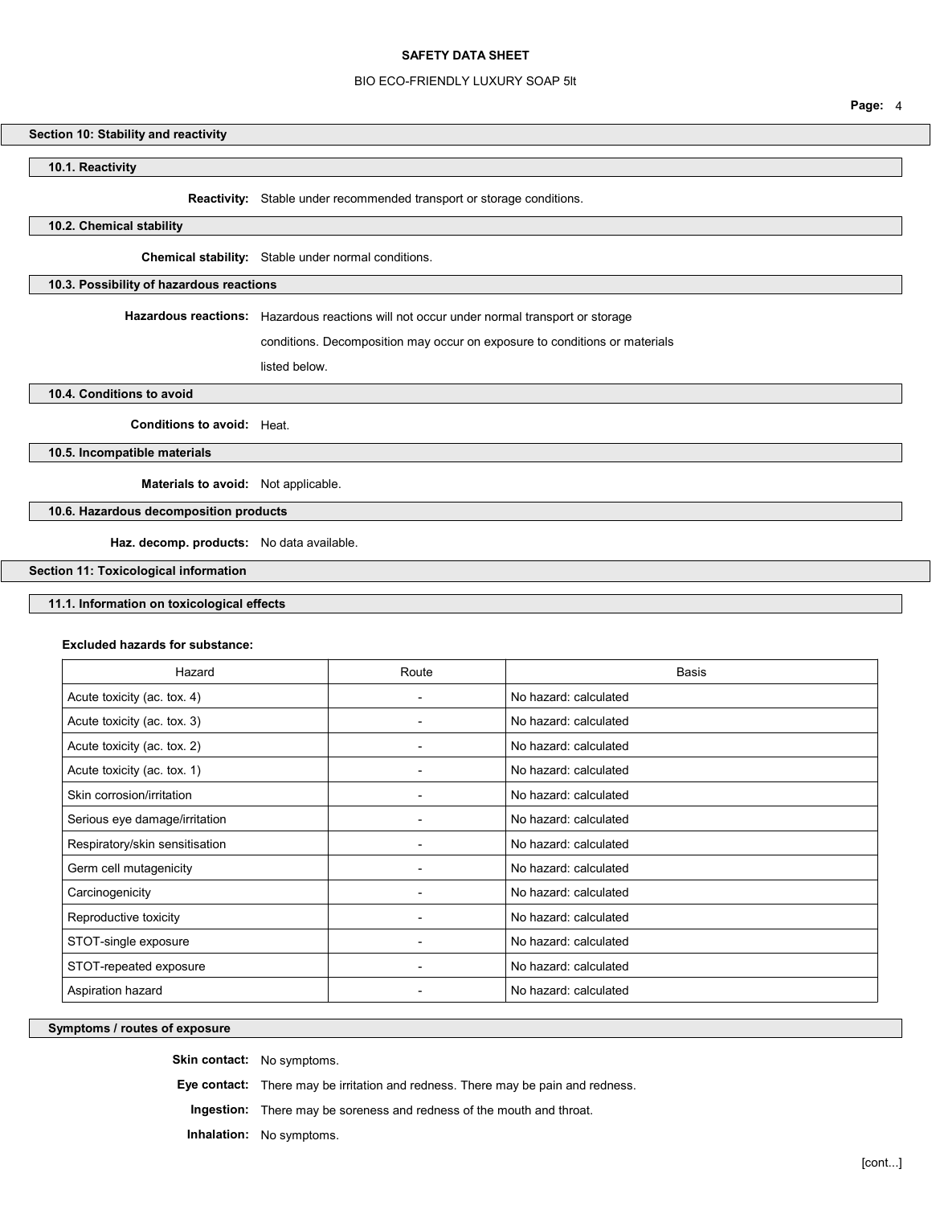## Section 10: Stability and reactivity

### 10.1. Reactivity

**Reactivity:** Stable under recommended transport or storage conditions.

### 10.2. Chemical stability

**Chemical stability:** Stable under normal conditions.

### 10.3. Possibility of hazardous reactions

**Hazardous reactions:** Hazardous reactions will not occur under normal transport or storage conditions. Decomposition may occur on exposure to conditions or materials listed below.

### 10.4. Conditions to avoid

**Conditions to avoid:** Heat.

### 10.5. Incompatible materials

**Materials to avoid:** Not applicable.

### 10.6. Hazardous decomposition products

**Haz. decomp. products:** No data available.

## Section 11: Toxicological information

### 11.1. Information on toxicological effects

**Excluded hazards for substance:**

| Hazard | Route | Basis |
|---|---|---|
| Acute toxicity (ac. tox. 4) | - | No hazard: calculated |
| Acute toxicity (ac. tox. 3) | - | No hazard: calculated |
| Acute toxicity (ac. tox. 2) | - | No hazard: calculated |
| Acute toxicity (ac. tox. 1) | - | No hazard: calculated |
| Skin corrosion/irritation | - | No hazard: calculated |
| Serious eye damage/irritation | - | No hazard: calculated |
| Respiratory/skin sensitisation | - | No hazard: calculated |
| Germ cell mutagenicity | - | No hazard: calculated |
| Carcinogenicity | - | No hazard: calculated |
| Reproductive toxicity | - | No hazard: calculated |
| STOT-single exposure | - | No hazard: calculated |
| STOT-repeated exposure | - | No hazard: calculated |
| Aspiration hazard | - | No hazard: calculated |

### Symptoms / routes of exposure

**Skin contact:** No symptoms.

**Eye contact:** There may be irritation and redness. There may be pain and redness.

**Ingestion:** There may be soreness and redness of the mouth and throat.

**Inhalation:** No symptoms.

[cont...]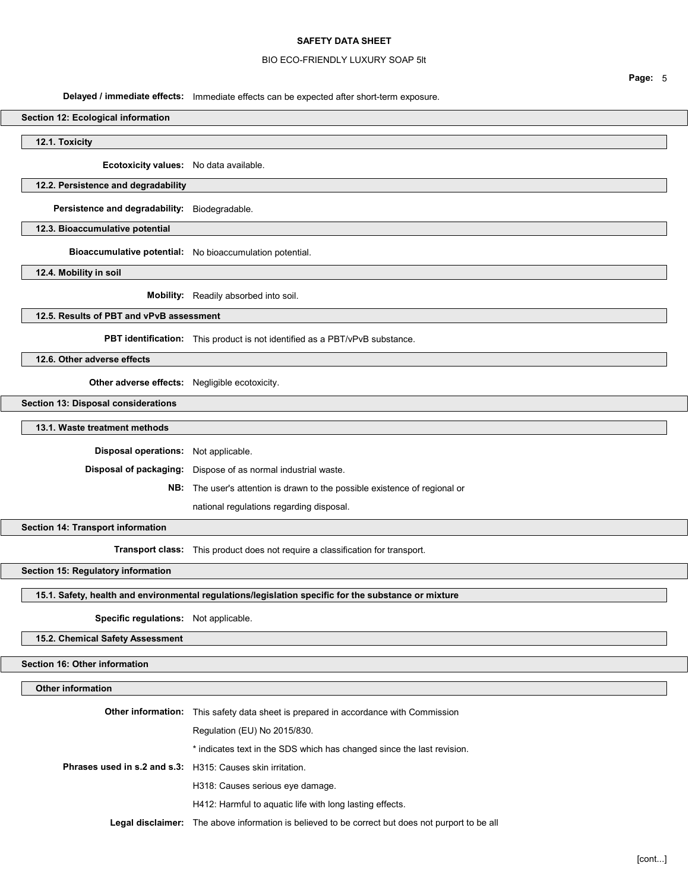**Delayed / immediate effects:** Immediate effects can be expected after short-term exposure.

## Section 12: Ecological information

### 12.1. Toxicity

**Ecotoxicity values:** No data available.

### 12.2. Persistence and degradability

**Persistence and degradability:** Biodegradable.

### 12.3. Bioaccumulative potential

**Bioaccumulative potential:** No bioaccumulation potential.

### 12.4. Mobility in soil

**Mobility:** Readily absorbed into soil.

### 12.5. Results of PBT and vPvB assessment

**PBT identification:** This product is not identified as a PBT/vPvB substance.

### 12.6. Other adverse effects

**Other adverse effects:** Negligible ecotoxicity.

## Section 13: Disposal considerations

### 13.1. Waste treatment methods

**Disposal operations:** Not applicable.

**Disposal of packaging:** Dispose of as normal industrial waste.

**NB:** The user's attention is drawn to the possible existence of regional or national regulations regarding disposal.

## Section 14: Transport information

**Transport class:** This product does not require a classification for transport.

## Section 15: Regulatory information

### 15.1. Safety, health and environmental regulations/legislation specific for the substance or mixture

**Specific regulations:** Not applicable.

### 15.2. Chemical Safety Assessment

## Section 16: Other information

### Other information

**Other information:** This safety data sheet is prepared in accordance with Commission Regulation (EU) No 2015/830.

* indicates text in the SDS which has changed since the last revision.

**Phrases used in s.2 and s.3:** H315: Causes skin irritation.

H318: Causes serious eye damage.

H412: Harmful to aquatic life with long lasting effects.

**Legal disclaimer:** The above information is believed to be correct but does not purport to be all

[cont...]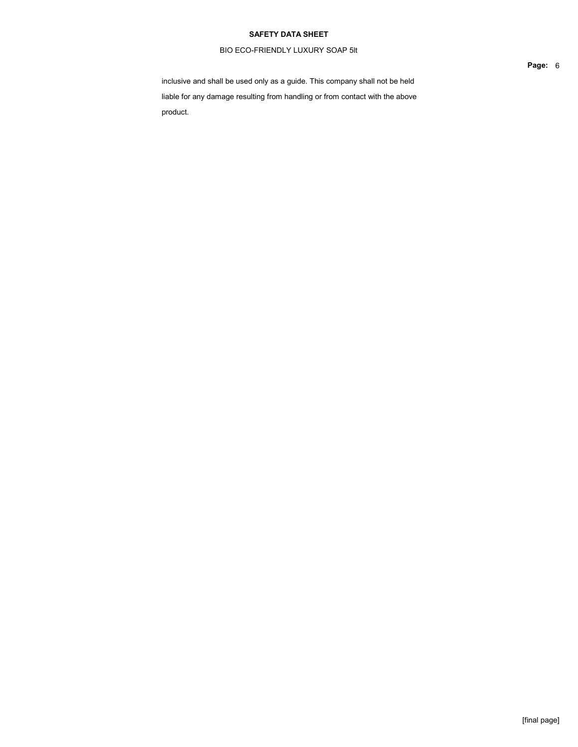inclusive and shall be used only as a guide. This company shall not be held liable for any damage resulting from handling or from contact with the above product.

[final page]